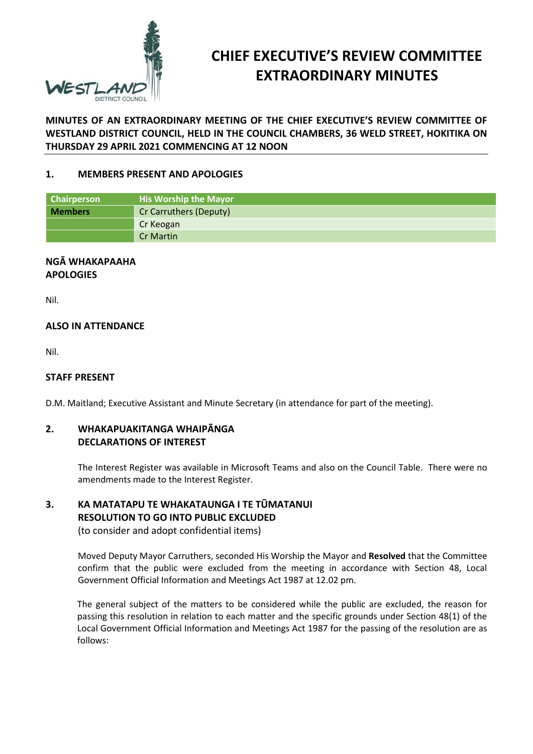# CHIEF EXECUTIVE'S REVIEW COMMITTEE EXTRAORDINARY MINUTES

**MINUTES OF AN EXTRAORDINARY MEETING OF THE CHIEF EXECUTIVE'S REVIEW COMMITTEE OF WESTLAND DISTRICT COUNCIL, HELD IN THE COUNCIL CHAMBERS, 36 WELD STREET, HOKITIKA ON THURSDAY 29 APRIL 2021 COMMENCING AT 12 NOON**

## 1. MEMBERS PRESENT AND APOLOGIES

| Chairperson | His Worship the Mayor |
|---|---|
| **Members** | Cr Carruthers (Deputy) |
| | Cr Keogan |
| | Cr Martin |

### NGĀ WHAKAPAAHA
### APOLOGIES

Nil.

### ALSO IN ATTENDANCE

Nil.

### STAFF PRESENT

D.M. Maitland; Executive Assistant and Minute Secretary (in attendance for part of the meeting).

## 2. WHAKAPUAKITANGA WHAIPĀNGA
## DECLARATIONS OF INTEREST

The Interest Register was available in Microsoft Teams and also on the Council Table. There were no amendments made to the Interest Register.

## 3. KA MATATAPU TE WHAKATAUNGA I TE TŪMATANUI
## RESOLUTION TO GO INTO PUBLIC EXCLUDED

(to consider and adopt confidential items)

Moved Deputy Mayor Carruthers, seconded His Worship the Mayor and **Resolved** that the Committee confirm that the public were excluded from the meeting in accordance with Section 48, Local Government Official Information and Meetings Act 1987 at 12.02 pm.

The general subject of the matters to be considered while the public are excluded, the reason for passing this resolution in relation to each matter and the specific grounds under Section 48(1) of the Local Government Official Information and Meetings Act 1987 for the passing of the resolution are as follows: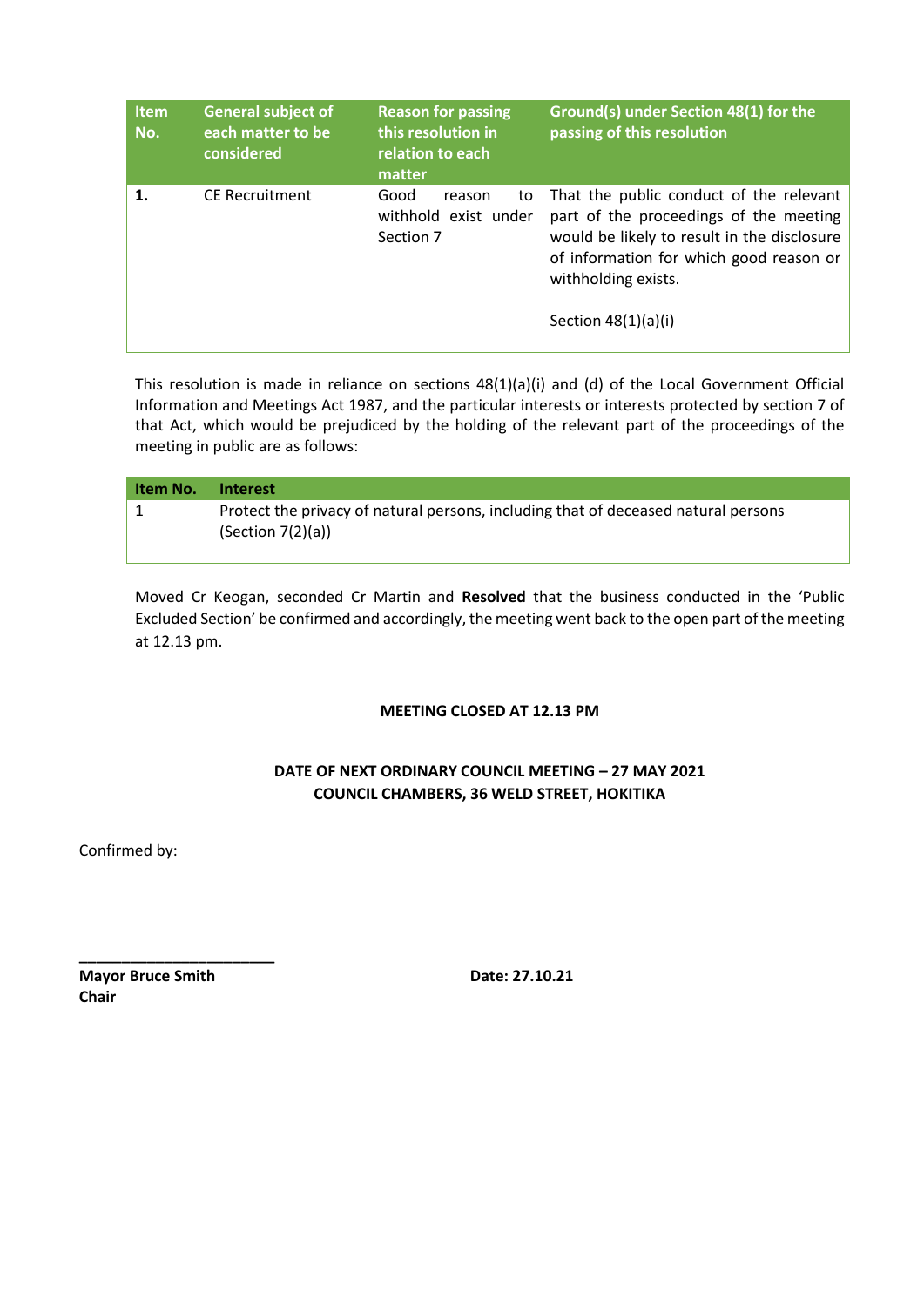| Item No. | General subject of each matter to be considered | Reason for passing this resolution in relation to each matter | Ground(s) under Section 48(1) for the passing of this resolution |
|---|---|---|---|
| **1.** | CE Recruitment | Good reason to withhold exist under Section 7 | That the public conduct of the relevant part of the proceedings of the meeting would be likely to result in the disclosure of information for which good reason or withholding exists.<br><br>Section 48(1)(a)(i) |

This resolution is made in reliance on sections 48(1)(a)(i) and (d) of the Local Government Official Information and Meetings Act 1987, and the particular interests or interests protected by section 7 of that Act, which would be prejudiced by the holding of the relevant part of the proceedings of the meeting in public are as follows:

| Item No. | Interest |
|---|---|
| 1 | Protect the privacy of natural persons, including that of deceased natural persons (Section 7(2)(a)) |

Moved Cr Keogan, seconded Cr Martin and **Resolved** that the business conducted in the 'Public Excluded Section' be confirmed and accordingly, the meeting went back to the open part of the meeting at 12.13 pm.

**MEETING CLOSED AT 12.13 PM**

**DATE OF NEXT ORDINARY COUNCIL MEETING – 27 MAY 2021**
**COUNCIL CHAMBERS, 36 WELD STREET, HOKITIKA**

Confirmed by:

**______________________**
**Mayor Bruce Smith**
**Chair**

**Date: 27.10.21**